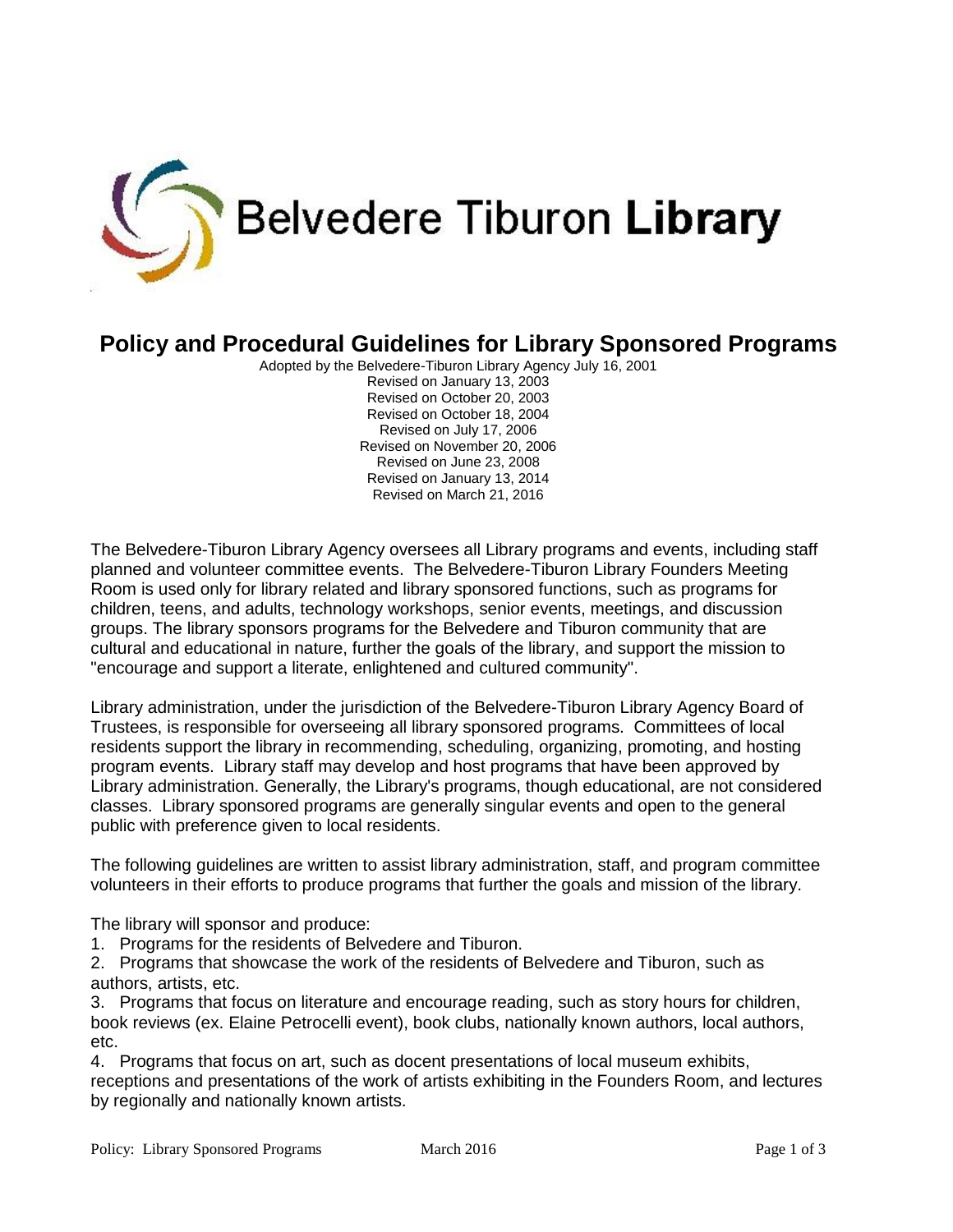Belvedere Tiburon **Library**

# Policy and Procedural Guidelines for Library Sponsored Programs

Adopted by the Belvedere-Tiburon Library Agency July 16, 2001
Revised on January 13, 2003
Revised on October 20, 2003
Revised on October 18, 2004
Revised on July 17, 2006
Revised on November 20, 2006
Revised on June 23, 2008
Revised on January 13, 2014
Revised on March 21, 2016

The Belvedere-Tiburon Library Agency oversees all Library programs and events, including staff planned and volunteer committee events. The Belvedere-Tiburon Library Founders Meeting Room is used only for library related and library sponsored functions, such as programs for children, teens, and adults, technology workshops, senior events, meetings, and discussion groups. The library sponsors programs for the Belvedere and Tiburon community that are cultural and educational in nature, further the goals of the library, and support the mission to "encourage and support a literate, enlightened and cultured community".

Library administration, under the jurisdiction of the Belvedere-Tiburon Library Agency Board of Trustees, is responsible for overseeing all library sponsored programs. Committees of local residents support the library in recommending, scheduling, organizing, promoting, and hosting program events. Library staff may develop and host programs that have been approved by Library administration. Generally, the Library's programs, though educational, are not considered classes. Library sponsored programs are generally singular events and open to the general public with preference given to local residents.

The following guidelines are written to assist library administration, staff, and program committee volunteers in their efforts to produce programs that further the goals and mission of the library.

The library will sponsor and produce:

1. Programs for the residents of Belvedere and Tiburon.
2. Programs that showcase the work of the residents of Belvedere and Tiburon, such as authors, artists, etc.
3. Programs that focus on literature and encourage reading, such as story hours for children, book reviews (ex. Elaine Petrocelli event), book clubs, nationally known authors, local authors, etc.
4. Programs that focus on art, such as docent presentations of local museum exhibits, receptions and presentations of the work of artists exhibiting in the Founders Room, and lectures by regionally and nationally known artists.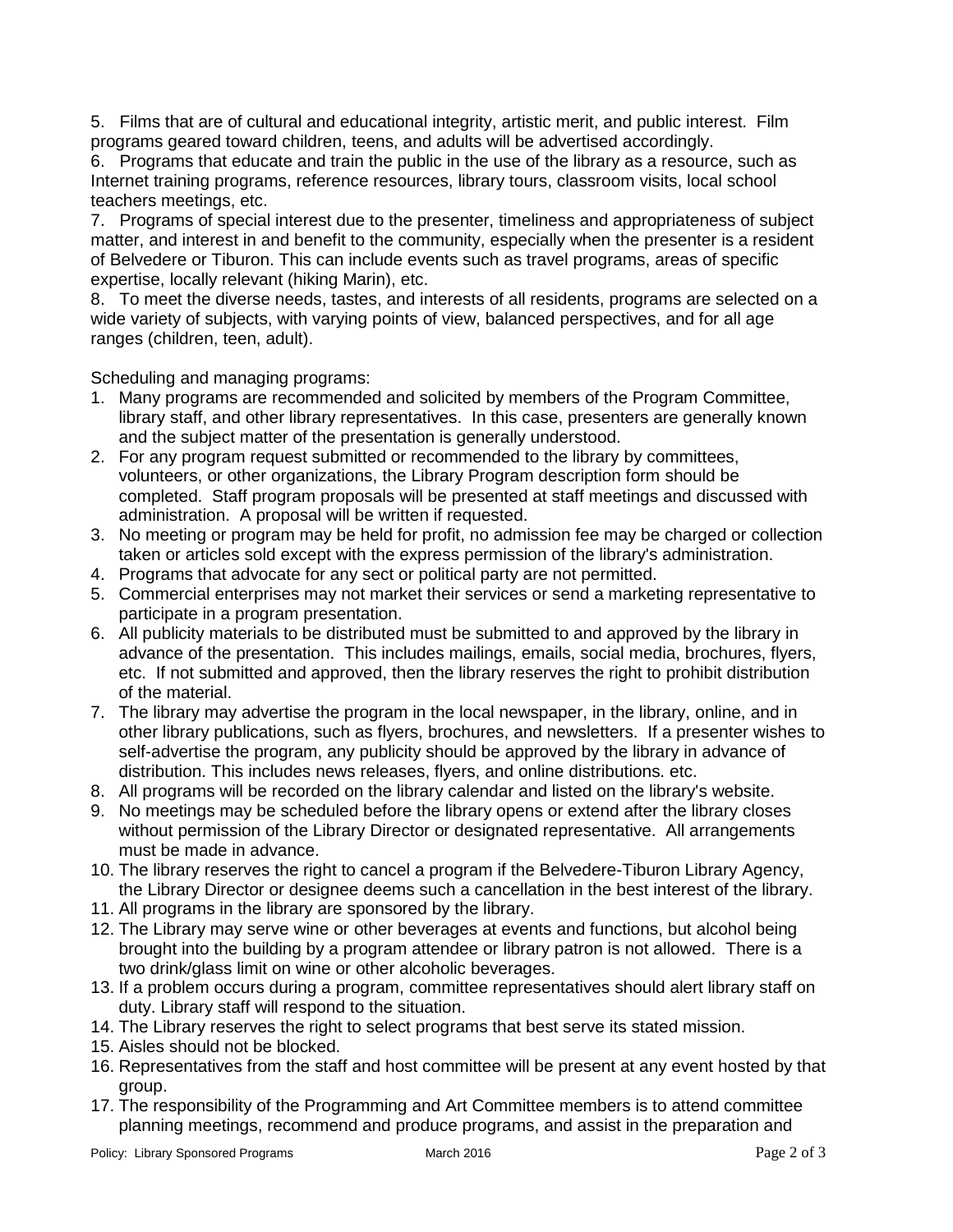5. Films that are of cultural and educational integrity, artistic merit, and public interest. Film programs geared toward children, teens, and adults will be advertised accordingly.
6. Programs that educate and train the public in the use of the library as a resource, such as Internet training programs, reference resources, library tours, classroom visits, local school teachers meetings, etc.
7. Programs of special interest due to the presenter, timeliness and appropriateness of subject matter, and interest in and benefit to the community, especially when the presenter is a resident of Belvedere or Tiburon. This can include events such as travel programs, areas of specific expertise, locally relevant (hiking Marin), etc.
8. To meet the diverse needs, tastes, and interests of all residents, programs are selected on a wide variety of subjects, with varying points of view, balanced perspectives, and for all age ranges (children, teen, adult).

Scheduling and managing programs:

1. Many programs are recommended and solicited by members of the Program Committee, library staff, and other library representatives. In this case, presenters are generally known and the subject matter of the presentation is generally understood.
2. For any program request submitted or recommended to the library by committees, volunteers, or other organizations, the Library Program description form should be completed. Staff program proposals will be presented at staff meetings and discussed with administration. A proposal will be written if requested.
3. No meeting or program may be held for profit, no admission fee may be charged or collection taken or articles sold except with the express permission of the library's administration.
4. Programs that advocate for any sect or political party are not permitted.
5. Commercial enterprises may not market their services or send a marketing representative to participate in a program presentation.
6. All publicity materials to be distributed must be submitted to and approved by the library in advance of the presentation. This includes mailings, emails, social media, brochures, flyers, etc. If not submitted and approved, then the library reserves the right to prohibit distribution of the material.
7. The library may advertise the program in the local newspaper, in the library, online, and in other library publications, such as flyers, brochures, and newsletters. If a presenter wishes to self-advertise the program, any publicity should be approved by the library in advance of distribution. This includes news releases, flyers, and online distributions. etc.
8. All programs will be recorded on the library calendar and listed on the library's website.
9. No meetings may be scheduled before the library opens or extend after the library closes without permission of the Library Director or designated representative. All arrangements must be made in advance.
10. The library reserves the right to cancel a program if the Belvedere-Tiburon Library Agency, the Library Director or designee deems such a cancellation in the best interest of the library.
11. All programs in the library are sponsored by the library.
12. The Library may serve wine or other beverages at events and functions, but alcohol being brought into the building by a program attendee or library patron is not allowed. There is a two drink/glass limit on wine or other alcoholic beverages.
13. If a problem occurs during a program, committee representatives should alert library staff on duty. Library staff will respond to the situation.
14. The Library reserves the right to select programs that best serve its stated mission.
15. Aisles should not be blocked.
16. Representatives from the staff and host committee will be present at any event hosted by that group.
17. The responsibility of the Programming and Art Committee members is to attend committee planning meetings, recommend and produce programs, and assist in the preparation and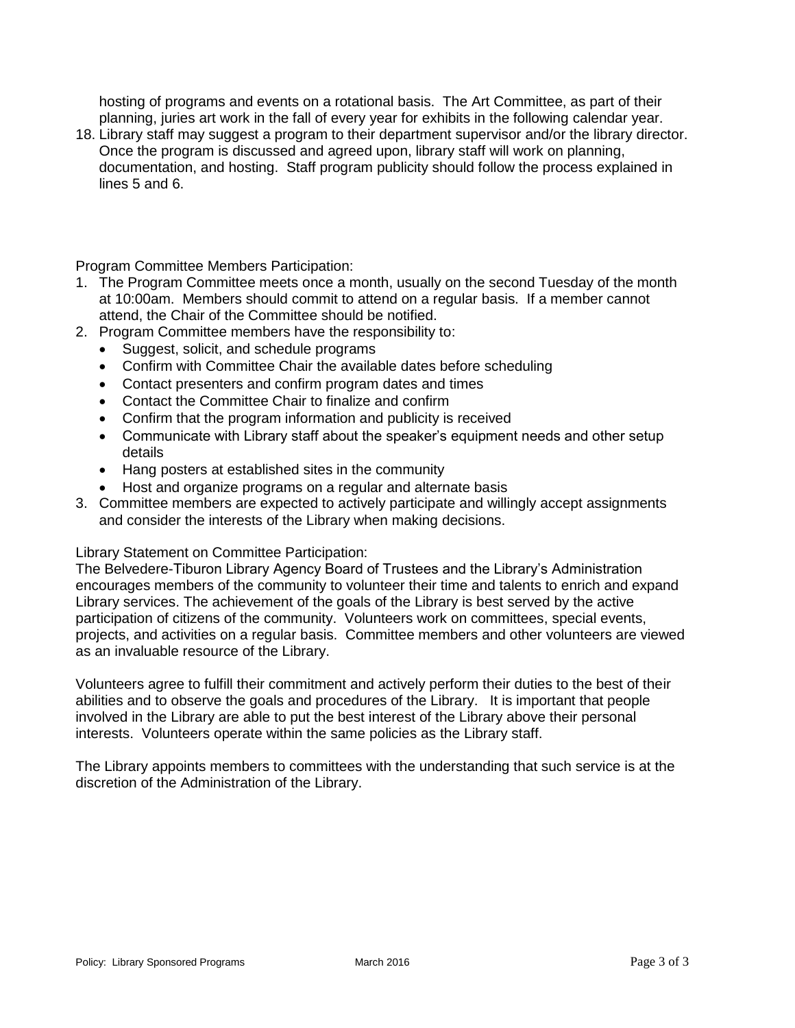hosting of programs and events on a rotational basis. The Art Committee, as part of their planning, juries art work in the fall of every year for exhibits in the following calendar year.

18. Library staff may suggest a program to their department supervisor and/or the library director. Once the program is discussed and agreed upon, library staff will work on planning, documentation, and hosting. Staff program publicity should follow the process explained in lines 5 and 6.

Program Committee Members Participation:

1. The Program Committee meets once a month, usually on the second Tuesday of the month at 10:00am. Members should commit to attend on a regular basis. If a member cannot attend, the Chair of the Committee should be notified.
2. Program Committee members have the responsibility to:
   - Suggest, solicit, and schedule programs
   - Confirm with Committee Chair the available dates before scheduling
   - Contact presenters and confirm program dates and times
   - Contact the Committee Chair to finalize and confirm
   - Confirm that the program information and publicity is received
   - Communicate with Library staff about the speaker's equipment needs and other setup details
   - Hang posters at established sites in the community
   - Host and organize programs on a regular and alternate basis
3. Committee members are expected to actively participate and willingly accept assignments and consider the interests of the Library when making decisions.

Library Statement on Committee Participation:

The Belvedere-Tiburon Library Agency Board of Trustees and the Library's Administration encourages members of the community to volunteer their time and talents to enrich and expand Library services. The achievement of the goals of the Library is best served by the active participation of citizens of the community. Volunteers work on committees, special events, projects, and activities on a regular basis. Committee members and other volunteers are viewed as an invaluable resource of the Library.

Volunteers agree to fulfill their commitment and actively perform their duties to the best of their abilities and to observe the goals and procedures of the Library. It is important that people involved in the Library are able to put the best interest of the Library above their personal interests. Volunteers operate within the same policies as the Library staff.

The Library appoints members to committees with the understanding that such service is at the discretion of the Administration of the Library.